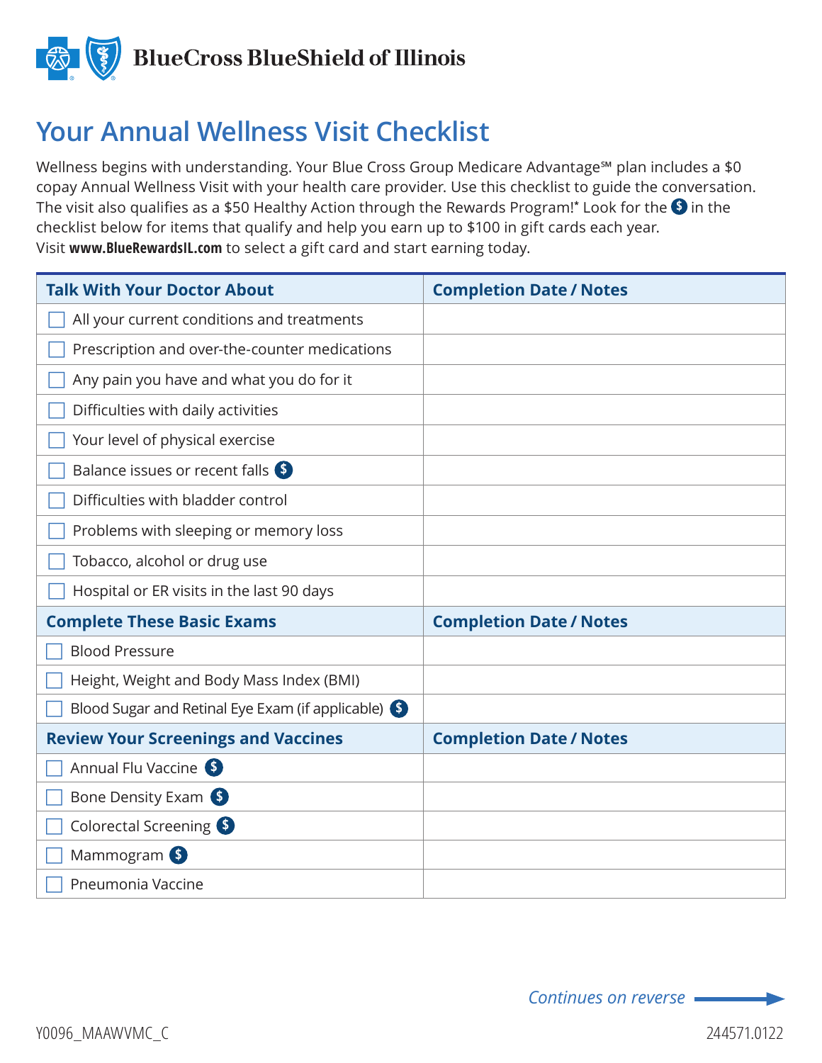BlueCross BlueShield of Illinois

# Your Annual Wellness Visit Checklist

Wellness begins with understanding. Your Blue Cross Group Medicare Advantage℠ plan includes a $0 copay Annual Wellness Visit with your health care provider. Use this checklist to guide the conversation. The visit also qualifies as a $50 Healthy Action through the Rewards Program!* Look for the $ in the checklist below for items that qualify and help you earn up to $100 in gift cards each year. Visit **www.BlueRewardsIL.com** to select a gift card and start earning today.

| Talk With Your Doctor About | Completion Date / Notes |
|---|---|
| ☐ All your current conditions and treatments | |
| ☐ Prescription and over-the-counter medications | |
| ☐ Any pain you have and what you do for it | |
| ☐ Difficulties with daily activities | |
| ☐ Your level of physical exercise | |
| ☐ Balance issues or recent falls $ | |
| ☐ Difficulties with bladder control | |
| ☐ Problems with sleeping or memory loss | |
| ☐ Tobacco, alcohol or drug use | |
| ☐ Hospital or ER visits in the last 90 days | |
| **Complete These Basic Exams** | **Completion Date / Notes** |
| ☐ Blood Pressure | |
| ☐ Height, Weight and Body Mass Index (BMI) | |
| ☐ Blood Sugar and Retinal Eye Exam (if applicable) $ | |
| **Review Your Screenings and Vaccines** | **Completion Date / Notes** |
| ☐ Annual Flu Vaccine $ | |
| ☐ Bone Density Exam $ | |
| ☐ Colorectal Screening $ | |
| ☐ Mammogram $ | |
| ☐ Pneumonia Vaccine | |

*Continues on reverse* →

Y0096_MAAWVMC_C

244571.0122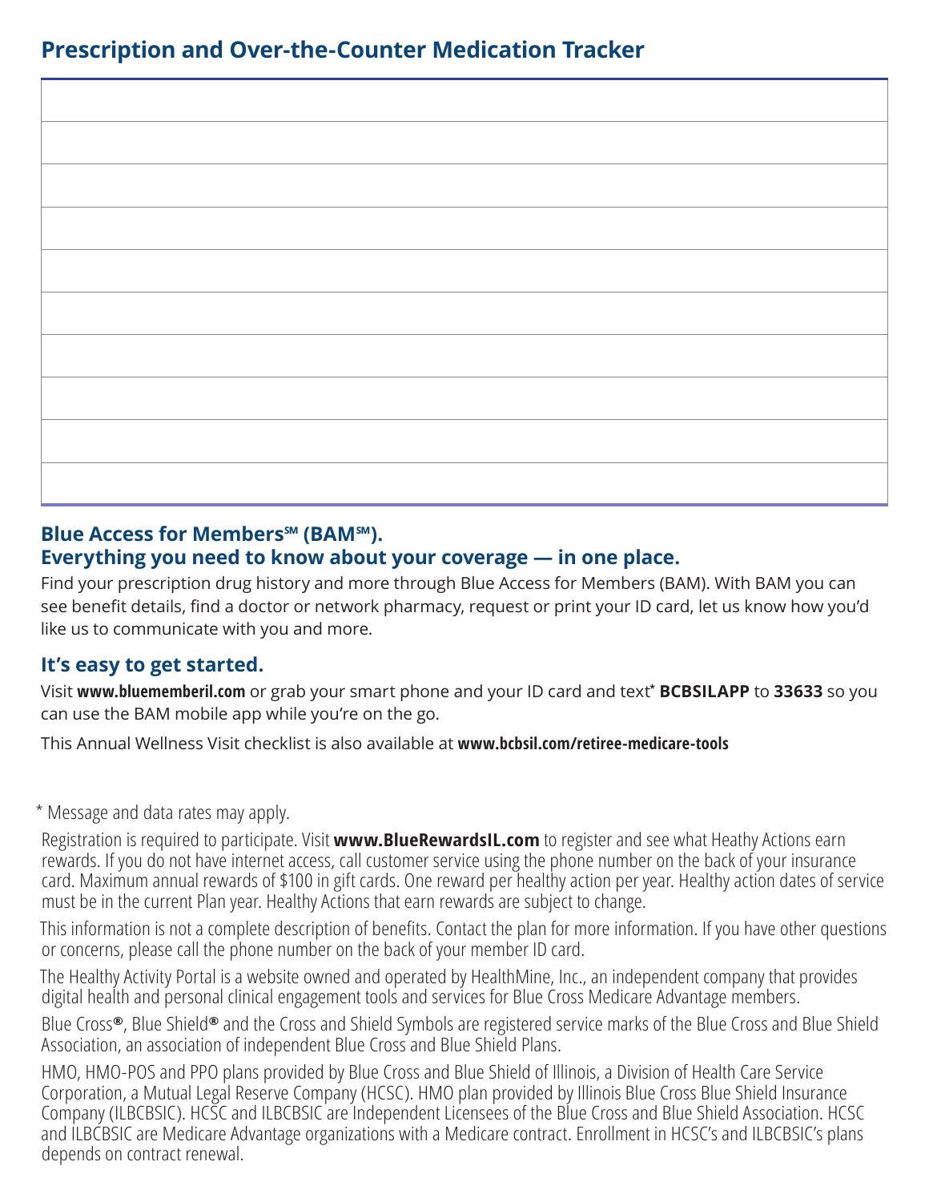## Prescription and Over-the-Counter Medication Tracker

| |
|---|
| |
| |
| |
| |
| |
| |
| |
| |
| |
| |

### Blue Access for Members℠ (BAM℠).
### Everything you need to know about your coverage — in one place.

Find your prescription drug history and more through Blue Access for Members (BAM). With BAM you can see benefit details, find a doctor or network pharmacy, request or print your ID card, let us know how you'd like us to communicate with you and more.

### It's easy to get started.

Visit **www.bluememberil.com** or grab your smart phone and your ID card and text* **BCBSILAPP** to **33633** so you can use the BAM mobile app while you're on the go.

This Annual Wellness Visit checklist is also available at **www.bcbsil.com/retiree-medicare-tools**

* Message and data rates may apply.

Registration is required to participate. Visit **www.BlueRewardsIL.com** to register and see what Heathy Actions earn rewards. If you do not have internet access, call customer service using the phone number on the back of your insurance card. Maximum annual rewards of $100 in gift cards. One reward per healthy action per year. Healthy action dates of service must be in the current Plan year. Healthy Actions that earn rewards are subject to change.

This information is not a complete description of benefits. Contact the plan for more information. If you have other questions or concerns, please call the phone number on the back of your member ID card.

The Healthy Activity Portal is a website owned and operated by HealthMine, Inc., an independent company that provides digital health and personal clinical engagement tools and services for Blue Cross Medicare Advantage members.

Blue Cross®, Blue Shield® and the Cross and Shield Symbols are registered service marks of the Blue Cross and Blue Shield Association, an association of independent Blue Cross and Blue Shield Plans.

HMO, HMO-POS and PPO plans provided by Blue Cross and Blue Shield of Illinois, a Division of Health Care Service Corporation, a Mutual Legal Reserve Company (HCSC). HMO plan provided by Illinois Blue Cross Blue Shield Insurance Company (ILBCBSIC). HCSC and ILBCBSIC are Independent Licensees of the Blue Cross and Blue Shield Association. HCSC and ILBCBSIC are Medicare Advantage organizations with a Medicare contract. Enrollment in HCSC's and ILBCBSIC's plans depends on contract renewal.